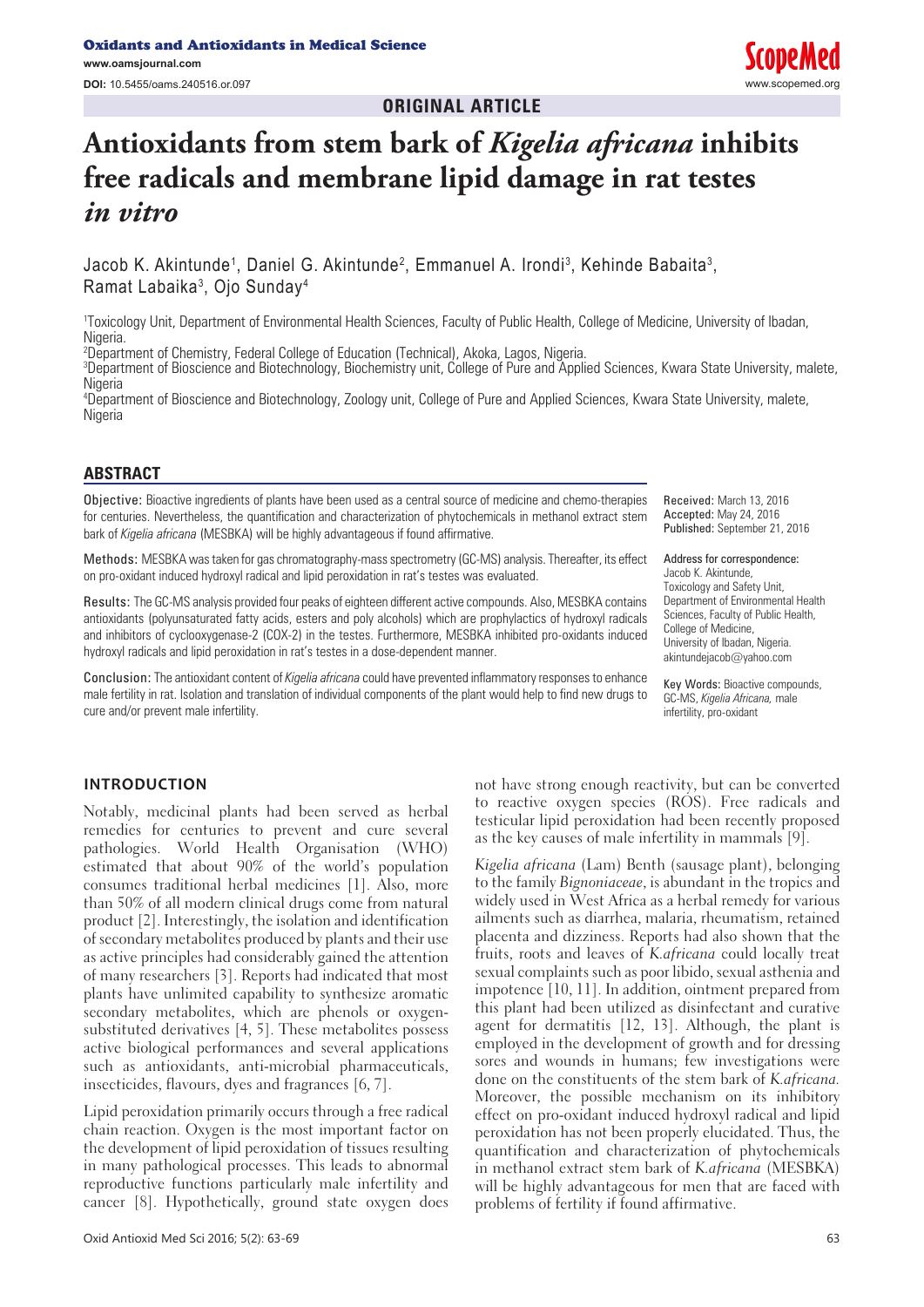ORIGINAL ARTICLE

# Antioxidants from stem bark of *Kigelia africana* inhibits free radicals and membrane lipid damage in rat testes *in vitro*

Jacob K. Akintunde[1], Daniel G. Akintunde[2], Emmanuel A. Irondi[3], Kehinde Babaita[3], Ramat Labaika[3], Ojo Sunday[4]

[1]Toxicology Unit, Department of Environmental Health Sciences, Faculty of Public Health, College of Medicine, University of Ibadan, Nigeria.
[2]Department of Chemistry, Federal College of Education (Technical), Akoka, Lagos, Nigeria.
[3]Department of Bioscience and Biotechnology, Biochemistry unit, College of Pure and Applied Sciences, Kwara State University, malete, Nigeria
[4]Department of Bioscience and Biotechnology, Zoology unit, College of Pure and Applied Sciences, Kwara State University, malete, Nigeria

## ABSTRACT

**Objective:** Bioactive ingredients of plants have been used as a central source of medicine and chemo-therapies for centuries. Nevertheless, the quantification and characterization of phytochemicals in methanol extract stem bark of *Kigelia africana* (MESBKA) will be highly advantageous if found affirmative.

**Methods:** MESBKA was taken for gas chromatography-mass spectrometry (GC-MS) analysis. Thereafter, its effect on pro-oxidant induced hydroxyl radical and lipid peroxidation in rat's testes was evaluated.

**Results:** The GC-MS analysis provided four peaks of eighteen different active compounds. Also, MESBKA contains antioxidants (polyunsaturated fatty acids, esters and poly alcohols) which are prophylactics of hydroxyl radicals and inhibitors of cyclooxygenase-2 (COX-2) in the testes. Furthermore, MESBKA inhibited pro-oxidants induced hydroxyl radicals and lipid peroxidation in rat's testes in a dose-dependent manner.

**Conclusion:** The antioxidant content of *Kigelia africana* could have prevented inflammatory responses to enhance male fertility in rat. Isolation and translation of individual components of the plant would help to find new drugs to cure and/or prevent male infertility.

**Received:** March 13, 2016
**Accepted:** May 24, 2016
**Published:** September 21, 2016

**Address for correspondence:**
Jacob K. Akintunde,
Toxicology and Safety Unit,
Department of Environmental Health Sciences, Faculty of Public Health,
College of Medicine,
University of Ibadan, Nigeria.
akintundejacob@yahoo.com

**Key Words:** Bioactive compounds, GC-MS, *Kigelia Africana,* male infertility, pro-oxidant

## INTRODUCTION

Notably, medicinal plants had been served as herbal remedies for centuries to prevent and cure several pathologies. World Health Organisation (WHO) estimated that about 90% of the world's population consumes traditional herbal medicines [1]. Also, more than 50% of all modern clinical drugs come from natural product [2]. Interestingly, the isolation and identification of secondary metabolites produced by plants and their use as active principles had considerably gained the attention of many researchers [3]. Reports had indicated that most plants have unlimited capability to synthesize aromatic secondary metabolites, which are phenols or oxygen-substituted derivatives [4, 5]. These metabolites possess active biological performances and several applications such as antioxidants, anti-microbial pharmaceuticals, insecticides, flavours, dyes and fragrances [6, 7].

Lipid peroxidation primarily occurs through a free radical chain reaction. Oxygen is the most important factor on the development of lipid peroxidation of tissues resulting in many pathological processes. This leads to abnormal reproductive functions particularly male infertility and cancer [8]. Hypothetically, ground state oxygen does not have strong enough reactivity, but can be converted to reactive oxygen species (ROS). Free radicals and testicular lipid peroxidation had been recently proposed as the key causes of male infertility in mammals [9].

*Kigelia africana* (Lam) Benth (sausage plant), belonging to the family *Bignoniaceae*, is abundant in the tropics and widely used in West Africa as a herbal remedy for various ailments such as diarrhea, malaria, rheumatism, retained placenta and dizziness. Reports had also shown that the fruits, roots and leaves of *K.africana* could locally treat sexual complaints such as poor libido, sexual asthenia and impotence [10, 11]. In addition, ointment prepared from this plant had been utilized as disinfectant and curative agent for dermatitis [12, 13]. Although, the plant is employed in the development of growth and for dressing sores and wounds in humans; few investigations were done on the constituents of the stem bark of *K.africana.* Moreover, the possible mechanism on its inhibitory effect on pro-oxidant induced hydroxyl radical and lipid peroxidation has not been properly elucidated. Thus, the quantification and characterization of phytochemicals in methanol extract stem bark of *K.africana* (MESBKA) will be highly advantageous for men that are faced with problems of fertility if found affirmative.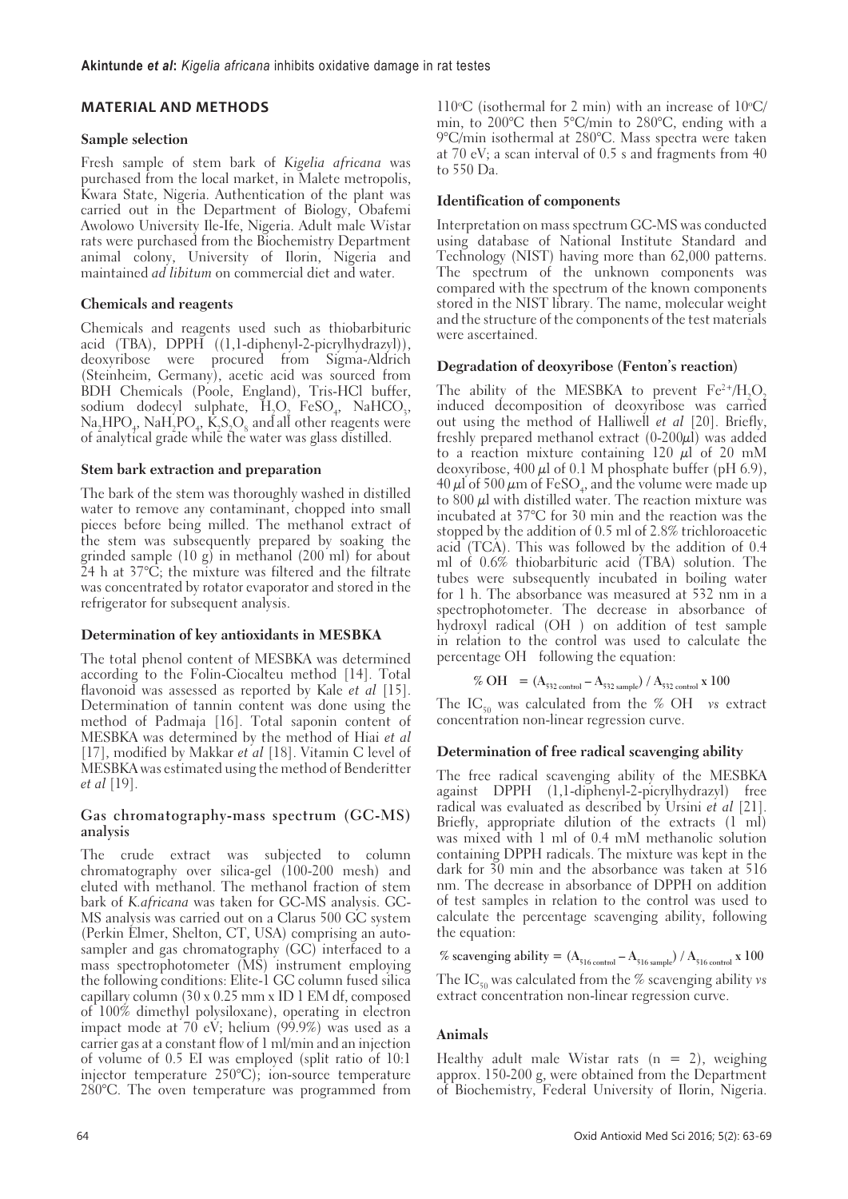## MATERIAL AND METHODS

### Sample selection

Fresh sample of stem bark of *Kigelia africana* was purchased from the local market, in Malete metropolis, Kwara State, Nigeria. Authentication of the plant was carried out in the Department of Biology, Obafemi Awolowo University Ile-Ife, Nigeria. Adult male Wistar rats were purchased from the Biochemistry Department animal colony, University of Ilorin, Nigeria and maintained *ad libitum* on commercial diet and water.

### Chemicals and reagents

Chemicals and reagents used such as thiobarbituric acid (TBA), DPPH ((1,1-diphenyl-2-picrylhydrazyl)), deoxyribose were procured from Sigma-Aldrich (Steinheim, Germany), acetic acid was sourced from BDH Chemicals (Poole, England), Tris-HCl buffer, sodium dodecyl sulphate, $H_2O_2$, $FeSO_4$, $NaHCO_3$, $Na_2HPO_4$, $NaH_2PO_4$, $K_2S_2O_8$ and all other reagents were of analytical grade while the water was glass distilled.

### Stem bark extraction and preparation

The bark of the stem was thoroughly washed in distilled water to remove any contaminant, chopped into small pieces before being milled. The methanol extract of the stem was subsequently prepared by soaking the grinded sample (10 g) in methanol (200 ml) for about 24 h at 37°C; the mixture was filtered and the filtrate was concentrated by rotator evaporator and stored in the refrigerator for subsequent analysis.

### Determination of key antioxidants in MESBKA

The total phenol content of MESBKA was determined according to the Folin-Ciocalteu method [14]. Total flavonoid was assessed as reported by Kale *et al* [15]. Determination of tannin content was done using the method of Padmaja [16]. Total saponin content of MESBKA was determined by the method of Hiai *et al* [17], modified by Makkar *et al* [18]. Vitamin C level of MESBKA was estimated using the method of Benderitter *et al* [19].

### Gas chromatography-mass spectrum (GC-MS) analysis

The crude extract was subjected to column chromatography over silica-gel (100-200 mesh) and eluted with methanol. The methanol fraction of stem bark of *K.africana* was taken for GC-MS analysis. GC-MS analysis was carried out on a Clarus 500 GC system (Perkin Elmer, Shelton, CT, USA) comprising an auto-sampler and gas chromatography (GC) interfaced to a mass spectrophotometer (MS) instrument employing the following conditions: Elite-1 GC column fused silica capillary column (30 x 0.25 mm x ID 1 EM df, composed of 100% dimethyl polysiloxane), operating in electron impact mode at 70 eV; helium (99.9%) was used as a carrier gas at a constant flow of 1 ml/min and an injection of volume of 0.5 EI was employed (split ratio of 10:1 injector temperature 250°C); ion-source temperature 280°C. The oven temperature was programmed from 110°C (isothermal for 2 min) with an increase of 10°C/min, to 200°C then 5°C/min to 280°C, ending with a 9°C/min isothermal at 280°C. Mass spectra were taken at 70 eV; a scan interval of 0.5 s and fragments from 40 to 550 Da.

### Identification of components

Interpretation on mass spectrum GC-MS was conducted using database of National Institute Standard and Technology (NIST) having more than 62,000 patterns. The spectrum of the unknown components was compared with the spectrum of the known components stored in the NIST library. The name, molecular weight and the structure of the components of the test materials were ascertained.

### Degradation of deoxyribose (Fenton's reaction)

The ability of the MESBKA to prevent $Fe^{2+}/H_2O_2$ induced decomposition of deoxyribose was carried out using the method of Halliwell *et al* [20]. Briefly, freshly prepared methanol extract (0-200µl) was added to a reaction mixture containing 120 µl of 20 mM deoxyribose, 400 µl of 0.1 M phosphate buffer (pH 6.9), 40 µl of 500 µm of $FeSO_4$, and the volume were made up to 800 µl with distilled water. The reaction mixture was incubated at 37°C for 30 min and the reaction was the stopped by the addition of 0.5 ml of 2.8% trichloroacetic acid (TCA). This was followed by the addition of 0.4 ml of 0.6% thiobarbituric acid (TBA) solution. The tubes were subsequently incubated in boiling water for 1 h. The absorbance was measured at 532 nm in a spectrophotometer. The decrease in absorbance of hydroxyl radical (OH ) on addition of test sample in relation to the control was used to calculate the percentage OH following the equation:

$$\% \text{ OH} = (A_{532\text{ control}} - A_{532\text{ sample}}) / A_{532\text{ control}} \times 100$$

The $IC_{50}$ was calculated from the % OH *vs* extract concentration non-linear regression curve.

### Determination of free radical scavenging ability

The free radical scavenging ability of the MESBKA against DPPH (1,1-diphenyl-2-picrylhydrazyl) free radical was evaluated as described by Ursini *et al* [21]. Briefly, appropriate dilution of the extracts (1 ml) was mixed with 1 ml of 0.4 mM methanolic solution containing DPPH radicals. The mixture was kept in the dark for 30 min and the absorbance was taken at 516 nm. The decrease in absorbance of DPPH on addition of test samples in relation to the control was used to calculate the percentage scavenging ability, following the equation:

$$\% \text{ scavenging ability} = (A_{516\text{ control}} - A_{516\text{ sample}}) / A_{516\text{ control}} \times 100$$

The $IC_{50}$ was calculated from the % scavenging ability *vs* extract concentration non-linear regression curve.

### Animals

Healthy adult male Wistar rats (n = 2), weighing approx. 150-200 g, were obtained from the Department of Biochemistry, Federal University of Ilorin, Nigeria.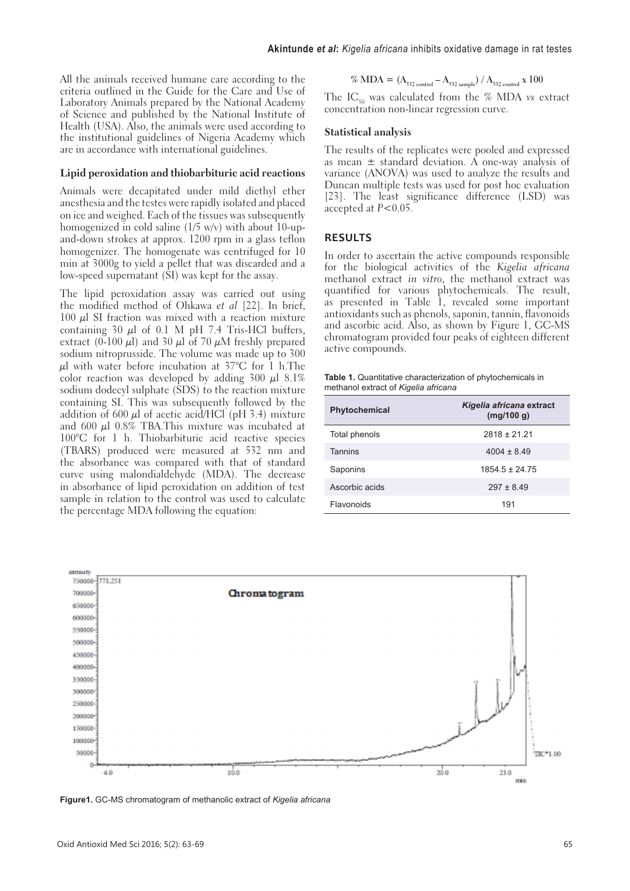All the animals received humane care according to the criteria outlined in the Guide for the Care and Use of Laboratory Animals prepared by the National Academy of Science and published by the National Institute of Health (USA). Also, the animals were used according to the institutional guidelines of Nigeria Academy which are in accordance with international guidelines.

### Lipid peroxidation and thiobarbituric acid reactions

Animals were decapitated under mild diethyl ether anesthesia and the testes were rapidly isolated and placed on ice and weighed. Each of the tissues was subsequently homogenized in cold saline (1/5 w/v) with about 10-up-and-down strokes at approx. 1200 rpm in a glass teflon homogenizer. The homogenate was centrifuged for 10 min at 3000g to yield a pellet that was discarded and a low-speed supernatant (SI) was kept for the assay.

The lipid peroxidation assay was carried out using the modified method of Ohkawa *et al* [22]. In brief, 100 µl SI fraction was mixed with a reaction mixture containing 30 µl of 0.1 M pH 7.4 Tris-HCl buffers, extract (0-100 µl) and 30 µl of 70 µM freshly prepared sodium nitroprusside. The volume was made up to 300 µl with water before incubation at 37°C for 1 h.The color reaction was developed by adding 300 µl 8.1% sodium dodecyl sulphate (SDS) to the reaction mixture containing SI. This was subsequently followed by the addition of 600 µl of acetic acid/HCl (pH 3.4) mixture and 600 µl 0.8% TBA.This mixture was incubated at 100°C for 1 h. Thiobarbituric acid reactive species (TBARS) produced were measured at 532 nm and the absorbance was compared with that of standard curve using malondialdehyde (MDA). The decrease in absorbance of lipid peroxidation on addition of test sample in relation to the control was used to calculate the percentage MDA following the equation:

$$\% \text{ MDA} = (A_{532 \text{ control}} - A_{532 \text{ sample}}) / A_{532 \text{ control}} \times 100$$

The $IC_{50}$ was calculated from the % MDA *vs* extract concentration non-linear regression curve.

### Statistical analysis

The results of the replicates were pooled and expressed as mean ± standard deviation. A one-way analysis of variance (ANOVA) was used to analyze the results and Duncan multiple tests was used for post hoc evaluation [23]. The least significance difference (LSD) was accepted at $P<0.05$.

## RESULTS

In order to ascertain the active compounds responsible for the biological activities of the *Kigelia africana* methanol extract *in vitro*, the methanol extract was quantified for various phytochemicals. The result, as presented in Table 1, revealed some important antioxidants such as phenols, saponin, tannin, flavonoids and ascorbic acid. Also, as shown by Figure 1, GC-MS chromatogram provided four peaks of eighteen different active compounds.

**Table 1.** Quantitative characterization of phytochemicals in methanol extract of *Kigelia africana*

| Phytochemical | *Kigelia africana* extract (mg/100 g) |
|---|---|
| Total phenols | 2818 ± 21.21 |
| Tannins | 4004 ± 8.49 |
| Saponins | 1854.5 ± 24.75 |
| Ascorbic acids | 297 ± 8.49 |
| Flavonoids | 191 |

**Figure1.** GC-MS chromatogram of methanolic extract of *Kigelia africana*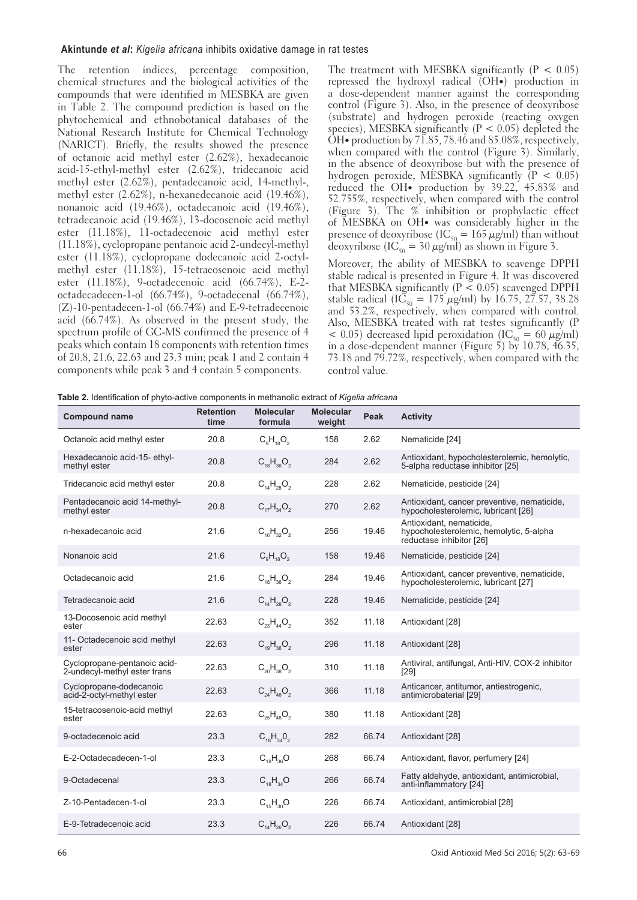The retention indices, percentage composition, chemical structures and the biological activities of the compounds that were identified in MESBKA are given in Table 2. The compound prediction is based on the phytochemical and ethnobotanical databases of the National Research Institute for Chemical Technology (NARICT). Briefly, the results showed the presence of octanoic acid methyl ester (2.62%), hexadecanoic acid-15-ethyl-methyl ester (2.62%), tridecanoic acid methyl ester (2.62%), pentadecanoic acid, 14-methyl-, methyl ester (2.62%), n-hexanedecanoic acid (19.46%), nonanoic acid (19.46%), octadecanoic acid (19.46%), tetradecanoic acid (19.46%), 13-docosenoic acid methyl ester (11.18%), 11-octadecenoic acid methyl ester (11.18%), cyclopropane pentanoic acid 2-undecyl-methyl ester (11.18%), cyclopropane dodecanoic acid 2-octyl-methyl ester (11.18%), 15-tetracosenoic acid methyl ester (11.18%), 9-octadecenoic acid (66.74%), E-2-octadecadecen-1-ol (66.74%), 9-octadecenal (66.74%), (Z)-10-pentadecen-1-ol (66.74%) and E-9-tetradecenoic acid (66.74%). As observed in the present study, the spectrum profile of GC-MS confirmed the presence of 4 peaks which contain 18 components with retention times of 20.8, 21.6, 22.63 and 23.3 min; peak 1 and 2 contain 4 components while peak 3 and 4 contain 5 components.

The treatment with MESBKA significantly ($P < 0.05$) repressed the hydroxyl radical (OH•) production in a dose-dependent manner against the corresponding control (Figure 3). Also, in the presence of deoxyribose (substrate) and hydrogen peroxide (reacting oxygen species), MESBKA significantly ($P < 0.05$) depleted the OH• production by 71.85, 78.46 and 85.08%, respectively, when compared with the control (Figure 3). Similarly, in the absence of deoxyribose but with the presence of hydrogen peroxide, MESBKA significantly ($P < 0.05$) reduced the OH• production by 39.22, 45.83% and 52.755%, respectively, when compared with the control (Figure 3). The % inhibition or prophylactic effect of MESBKA on OH• was considerably higher in the presence of deoxyribose ($IC_{50}$ = 165 µg/ml) than without deoxyribose ($IC_{50}$ = 30 µg/ml) as shown in Figure 3.

Moreover, the ability of MESBKA to scavenge DPPH stable radical is presented in Figure 4. It was discovered that MESBKA significantly ($P < 0.05$) scavenged DPPH stable radical ($IC_{50}$ = 175 µg/ml) by 16.75, 27.57, 38.28 and 53.2%, respectively, when compared with control. Also, MESBKA treated with rat testes significantly ($P < 0.05$) decreased lipid peroxidation ($IC_{50}$ = 60 µg/ml) in a dose-dependent manner (Figure 5) by 10.78, 46.35, 73.18 and 79.72%, respectively, when compared with the control value.

**Table 2.** Identification of phyto-active components in methanolic extract of *Kigelia africana*

| Compound name | Retention time | Molecular formula | Molecular weight | Peak | Activity |
|---|---|---|---|---|---|
| Octanoic acid methyl ester | 20.8 | $C_9H_{18}O_2$ | 158 | 2.62 | Nematicide [24] |
| Hexadecanoic acid-15- ethyl-methyl ester | 20.8 | $C_{18}H_{36}O_2$ | 284 | 2.62 | Antioxidant, hypocholesterolemic, hemolytic, 5-alpha reductase inhibitor [25] |
| Tridecanoic acid methyl ester | 20.8 | $C_{14}H_{28}O_2$ | 228 | 2.62 | Nematicide, pesticide [24] |
| Pentadecanoic acid 14-methyl-methyl ester | 20.8 | $C_{17}H_{34}O_2$ | 270 | 2.62 | Antioxidant, cancer preventive, nematicide, hypocholesterolemic, lubricant [26] |
| n-hexadecanoic acid | 21.6 | $C_{16}H_{32}O_2$ | 256 | 19.46 | Antioxidant, nematicide, hypocholesterolemic, hemolytic, 5-alpha reductase inhibitor [26] |
| Nonanoic acid | 21.6 | $C_9H_{18}O_2$ | 158 | 19.46 | Nematicide, pesticide [24] |
| Octadecanoic acid | 21.6 | $C_{18}H_{36}O_2$ | 284 | 19.46 | Antioxidant, cancer preventive, nematicide, hypocholesterolemic, lubricant [27] |
| Tetradecanoic acid | 21.6 | $C_{14}H_{28}O_2$ | 228 | 19.46 | Nematicide, pesticide [24] |
| 13-Docosenoic acid methyl ester | 22.63 | $C_{23}H_{44}O_2$ | 352 | 11.18 | Antioxidant [28] |
| 11- Octadecenoic acid methyl ester | 22.63 | $C_{19}H_{36}O_2$ | 296 | 11.18 | Antioxidant [28] |
| Cyclopropane-pentanoic acid-2-undecyl-methyl ester trans | 22.63 | $C_{20}H_{38}O_2$ | 310 | 11.18 | Antiviral, antifungal, Anti-HIV, COX-2 inhibitor [29] |
| Cyclopropane-dodecanoic acid-2-octyl-methyl ester | 22.63 | $C_{24}H_{46}O_2$ | 366 | 11.18 | Anticancer, antitumor, antiestrogenic, antimicrobaterial [29] |
| 15-tetracosenoic-acid methyl ester | 22.63 | $C_{25}H_{48}O_2$ | 380 | 11.18 | Antioxidant [28] |
| 9-octadecenoic acid | 23.3 | $C_{18}H_{34}0_2$ | 282 | 66.74 | Antioxidant [28] |
| E-2-Octadecadecen-1-ol | 23.3 | $C_{18}H_{36}O$ | 268 | 66.74 | Antioxidant, flavor, perfumery [24] |
| 9-Octadecenal | 23.3 | $C_{18}H_{34}O$ | 266 | 66.74 | Fatty aldehyde, antioxidant, antimicrobial, anti-inflammatory [24] |
| Z-10-Pentadecen-1-ol | 23.3 | $C_{15}H_{30}O$ | 226 | 66.74 | Antioxidant, antimicrobial [28] |
| E-9-Tetradecenoic acid | 23.3 | $C_{14}H_{26}O_2$ | 226 | 66.74 | Antioxidant [28] |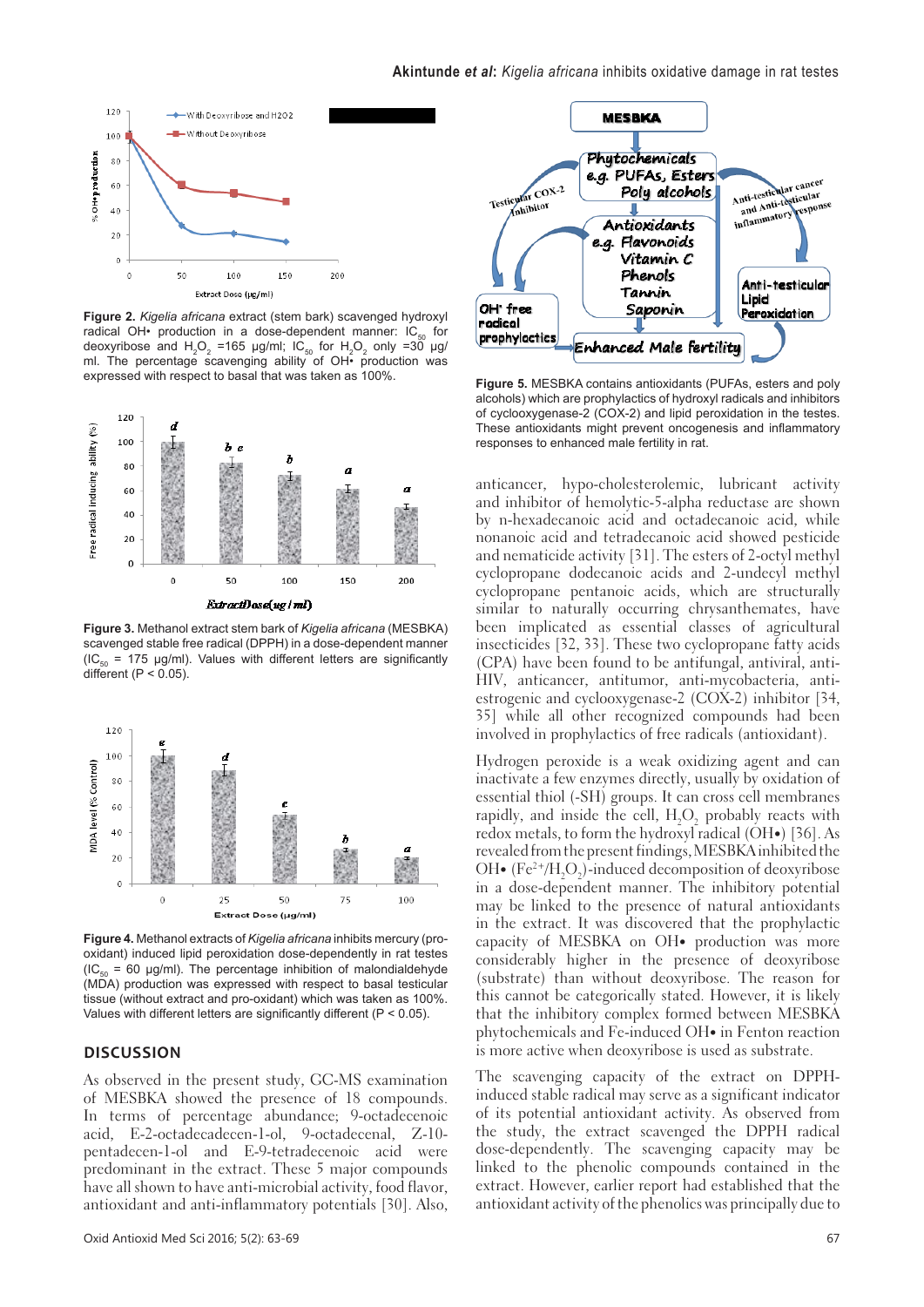Figure 2. *Kigelia africana* extract (stem bark) scavenged hydroxyl radical OH• production in a dose-dependent manner: $IC_{50}$ for deoxyribose and $H_2O_2$ =165 μg/ml; $IC_{50}$ for $H_2O_2$ only =30 μg/ml. The percentage scavenging ability of OH• production was expressed with respect to basal that was taken as 100%.

Figure 3. Methanol extract stem bark of *Kigelia africana* (MESBKA) scavenged stable free radical (DPPH) in a dose-dependent manner ($IC_{50}$ = 175 μg/ml). Values with different letters are significantly different ($P < 0.05$).

Figure 4. Methanol extracts of *Kigelia africana* inhibits mercury (pro-oxidant) induced lipid peroxidation dose-dependently in rat testes ($IC_{50}$ = 60 μg/ml). The percentage inhibition of malondialdehyde (MDA) production was expressed with respect to basal testicular tissue (without extract and pro-oxidant) which was taken as 100%. Values with different letters are significantly different ($P < 0.05$).

## DISCUSSION

As observed in the present study, GC-MS examination of MESBKA showed the presence of 18 compounds. In terms of percentage abundance; 9-octadecenoic acid, E-2-octadecadecen-1-ol, 9-octadecenal, Z-10-pentadecen-1-ol and E-9-tetradecenoic acid were predominant in the extract. These 5 major compounds have all shown to have anti-microbial activity, food flavor, antioxidant and anti-inflammatory potentials [30]. Also, anticancer, hypo-cholesterolemic, lubricant activity and inhibitor of hemolytic-5-alpha reductase are shown by n-hexadecanoic acid and octadecanoic acid, while nonanoic acid and tetradecanoic acid showed pesticide and nematicide activity [31]. The esters of 2-octyl methyl cyclopropane dodecanoic acids and 2-undecyl methyl cyclopropane pentanoic acids, which are structurally similar to naturally occurring chrysanthemates, have been implicated as essential classes of agricultural insecticides [32, 33]. These two cyclopropane fatty acids (CPA) have been found to be antifungal, antiviral, anti-HIV, anticancer, antitumor, anti-mycobacteria, anti-estrogenic and cyclooxygenase-2 (COX-2) inhibitor [34, 35] while all other recognized compounds had been involved in prophylactics of free radicals (antioxidant).

Hydrogen peroxide is a weak oxidizing agent and can inactivate a few enzymes directly, usually by oxidation of essential thiol (-SH) groups. It can cross cell membranes rapidly, and inside the cell, $H_2O_2$ probably reacts with redox metals, to form the hydroxyl radical (OH•) [36]. As revealed from the present findings, MESBKA inhibited the OH• ($Fe^{2+}/H_2O_2$)-induced decomposition of deoxyribose in a dose-dependent manner. The inhibitory potential may be linked to the presence of natural antioxidants in the extract. It was discovered that the prophylactic capacity of MESBKA on OH• production was more considerably higher in the presence of deoxyribose (substrate) than without deoxyribose. The reason for this cannot be categorically stated. However, it is likely that the inhibitory complex formed between MESBKA phytochemicals and Fe-induced OH• in Fenton reaction is more active when deoxyribose is used as substrate.

The scavenging capacity of the extract on DPPH-induced stable radical may serve as a significant indicator of its potential antioxidant activity. As observed from the study, the extract scavenged the DPPH radical dose-dependently. The scavenging capacity may be linked to the phenolic compounds contained in the extract. However, earlier report had established that the antioxidant activity of the phenolics was principally due to

Figure 5. MESBKA contains antioxidants (PUFAs, esters and poly alcohols) which are prophylactics of hydroxyl radicals and inhibitors of cyclooxygenase-2 (COX-2) and lipid peroxidation in the testes. These antioxidants might prevent oncogenesis and inflammatory responses to enhanced male fertility in rat.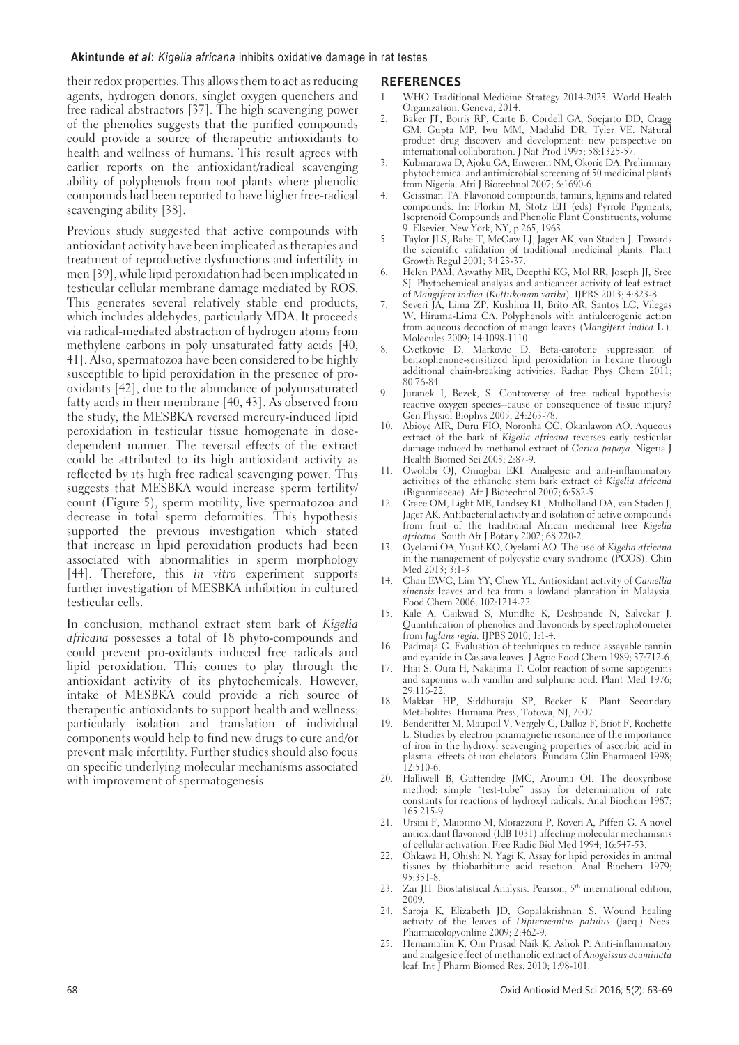their redox properties. This allows them to act as reducing agents, hydrogen donors, singlet oxygen quenchers and free radical abstractors [37]. The high scavenging power of the phenolics suggests that the purified compounds could provide a source of therapeutic antioxidants to health and wellness of humans. This result agrees with earlier reports on the antioxidant/radical scavenging ability of polyphenols from root plants where phenolic compounds had been reported to have higher free-radical scavenging ability [38].

Previous study suggested that active compounds with antioxidant activity have been implicated as therapies and treatment of reproductive dysfunctions and infertility in men [39], while lipid peroxidation had been implicated in testicular cellular membrane damage mediated by ROS. This generates several relatively stable end products, which includes aldehydes, particularly MDA. It proceeds via radical-mediated abstraction of hydrogen atoms from methylene carbons in poly unsaturated fatty acids [40, 41]. Also, spermatozoa have been considered to be highly susceptible to lipid peroxidation in the presence of pro-oxidants [42], due to the abundance of polyunsaturated fatty acids in their membrane [40, 43]. As observed from the study, the MESBKA reversed mercury-induced lipid peroxidation in testicular tissue homogenate in dose-dependent manner. The reversal effects of the extract could be attributed to its high antioxidant activity as reflected by its high free radical scavenging power. This suggests that MESBKA would increase sperm fertility/count (Figure 5), sperm motility, live spermatozoa and decrease in total sperm deformities. This hypothesis supported the previous investigation which stated that increase in lipid peroxidation products had been associated with abnormalities in sperm morphology [44]. Therefore, this *in vitro* experiment supports further investigation of MESBKA inhibition in cultured testicular cells.

In conclusion, methanol extract stem bark of *Kigelia africana* possesses a total of 18 phyto-compounds and could prevent pro-oxidants induced free radicals and lipid peroxidation. This comes to play through the antioxidant activity of its phytochemicals. However, intake of MESBKA could provide a rich source of therapeutic antioxidants to support health and wellness; particularly isolation and translation of individual components would help to find new drugs to cure and/or prevent male infertility. Further studies should also focus on specific underlying molecular mechanisms associated with improvement of spermatogenesis.

## REFERENCES

1. WHO Traditional Medicine Strategy 2014-2023. World Health Organization, Geneva, 2014.
2. Baker JT, Borris RP, Carte B, Cordell GA, Soejarto DD, Cragg GM, Gupta MP, Iwu MM, Madulid DR, Tyler VE. Natural product drug discovery and development: new perspective on international collaboration. J Nat Prod 1995; 58:1325-57.
3. Kubmarawa D, Ajoku GA, Enwerem NM, Okorie DA. Preliminary phytochemical and antimicrobial screening of 50 medicinal plants from Nigeria. Afri J Biotechnol 2007; 6:1690-6.
4. Geissman TA. Flavonoid compounds, tannins, lignins and related compounds. In: Florkin M, Stotz EH (eds) Pyrrole Pigments, Isoprenoid Compounds and Phenolic Plant Constituents, volume 9. Elsevier, New York, NY, p 265, 1963.
5. Taylor JLS, Rabe T, McGaw LJ, Jager AK, van Staden J. Towards the scientific validation of traditional medicinal plants. Plant Growth Regul 2001; 34:23-37.
6. Helen PAM, Aswathy MR, Deepthi KG, Mol RR, Joseph JJ, Sree SJ. Phytochemical analysis and anticancer activity of leaf extract of *Mangifera indica* (*Kottukonam varika*). IJPRS 2013; 4:823-8.
7. Severi JA, Lima ZP, Kushima H, Brito AR, Santos LC, Vilegas W, Hiruma-Lima CA. Polyphenols with antiulcerogenic action from aqueous decoction of mango leaves (*Mangifera indica* L.). Molecules 2009; 14:1098-1110.
8. Cvetkovic D, Markovic D. Beta-carotene suppression of benzophenone-sensitized lipid peroxidation in hexane through additional chain-breaking activities. Radiat Phys Chem 2011; 80:76-84.
9. Juranek I, Bezek, S. Controversy of free radical hypothesis: reactive oxygen species--cause or consequence of tissue injury? Gen Physiol Biophys 2005; 24:263-78.
10. Abioye AIR, Duru FIO, Noronha CC, Okanlawon AO. Aqueous extract of the bark of *Kigelia africana* reverses early testicular damage induced by methanol extract of *Carica papaya*. Nigeria J Health Biomed Sci 2003; 2:87-9.
11. Owolabi OJ, Omogbai EKI. Analgesic and anti-inflammatory activities of the ethanolic stem bark extract of *Kigelia africana* (Bignoniaceae). Afr J Biotechnol 2007; 6:582-5.
12. Grace OM, Light ME, Lindsey KL, Mulholland DA, van Staden J, Jager AK. Antibacterial activity and isolation of active compounds from fruit of the traditional African medicinal tree *Kigelia africana*. South Afr J Botany 2002; 68:220-2.
13. Oyelami OA, Yusuf KO, Oyelami AO. The use of *Kigelia africana* in the management of polycystic ovary syndrome (PCOS). Chin Med 2013; 3:1-3
14. Chan EWC, Lim YY, Chew YL. Antioxidant activity of *Camellia sinensis* leaves and tea from a lowland plantation in Malaysia. Food Chem 2006; 102:1214-22.
15. Kale A, Gaikwad S, Mundhe K, Deshpande N, Salvekar J. Quantification of phenolics and flavonoids by spectrophotometer from *Juglans regia*. IJPBS 2010; 1:1-4.
16. Padmaja G. Evaluation of techniques to reduce assayable tannin and cyanide in Cassava leaves. J Agric Food Chem 1989; 37:712-6.
17. Hiai S, Oura H, Nakajima T. Color reaction of some sapogenins and saponins with vanillin and sulphuric acid. Plant Med 1976; 29:116-22.
18. Makkar HP, Siddhuraju SP, Becker K. Plant Secondary Metabolites. Humana Press, Totowa, NJ, 2007.
19. Benderitter M, Maupoil V, Vergely C, Dalloz F, Briot F, Rochette L. Studies by electron paramagnetic resonance of the importance of iron in the hydroxyl scavenging properties of ascorbic acid in plasma: effects of iron chelators. Fundam Clin Pharmacol 1998; 12:510-6.
20. Halliwell B, Gutteridge JMC, Arouma OI. The deoxyribose method: simple "test-tube" assay for determination of rate constants for reactions of hydroxyl radicals. Anal Biochem 1987; 165:215-9.
21. Ursini F, Maiorino M, Morazzoni P, Roveri A, Pifferi G. A novel antioxidant flavonoid (IdB 1031) affecting molecular mechanisms of cellular activation. Free Radic Biol Med 1994; 16:547-53.
22. Ohkawa H, Ohishi N, Yagi K. Assay for lipid peroxides in animal tissues by thiobarbituric acid reaction. Anal Biochem 1979; 95:351-8.
23. Zar JH. Biostatistical Analysis. Pearson, 5th international edition, 2009.
24. Saroja K, Elizabeth JD, Gopalakrishnan S. Wound healing activity of the leaves of *Dipteracantus patulus* (Jacq.) Nees. Pharmacologyonline 2009; 2:462-9.
25. Hemamalini K, Om Prasad Naik K, Ashok P. Anti-inflammatory and analgesic effect of methanolic extract of *Anogeissus acuminata* leaf. Int J Pharm Biomed Res. 2010; 1:98-101.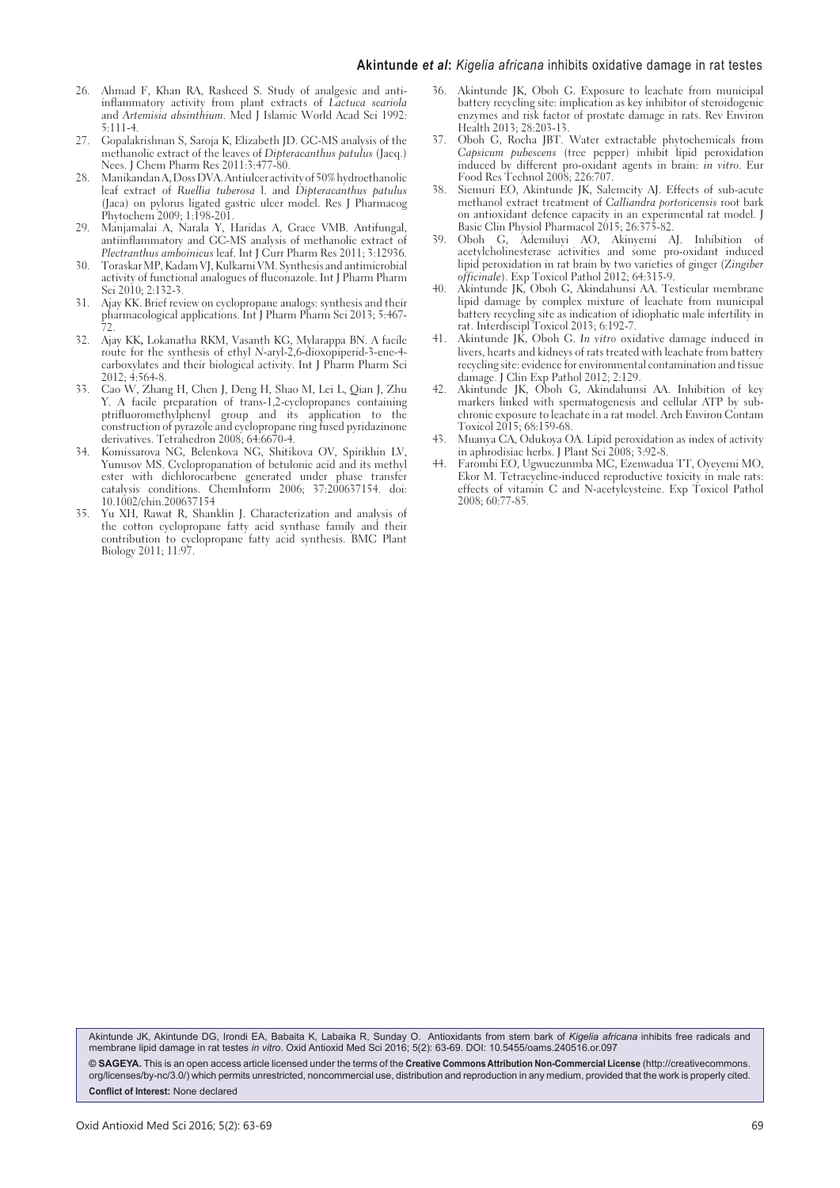26. Ahmad F, Khan RA, Rasheed S. Study of analgesic and anti-inflammatory activity from plant extracts of *Lactuca scariola* and *Artemisia absinthium*. Med J Islamic World Acad Sci 1992: 5:111-4.
27. Gopalakrishnan S, Saroja K, Elizabeth JD. GC-MS analysis of the methanolic extract of the leaves of *Dipteracanthus patulus* (Jacq.) Nees. J Chem Pharm Res 2011:3:477-80.
28. Manikandan A, Doss DVA. Antiulcer activity of 50% hydroethanolic leaf extract of *Ruellia tuberosa* l. and *Dipteracanthus patulus* (Jaca) on pylorus ligated gastric ulcer model. Res J Pharmacog Phytochem 2009; 1:198-201.
29. Manjamalai A, Narala Y, Haridas A, Grace VMB. Antifungal, antiinflammatory and GC-MS analysis of methanolic extract of *Plectranthus amboinicus* leaf. Int J Curr Pharm Res 2011; 3:12936.
30. Toraskar MP, Kadam VJ, Kulkarni VM. Synthesis and antimicrobial activity of functional analogues of fluconazole. Int J Pharm Pharm Sci 2010; 2:132-3.
31. Ajay KK. Brief review on cyclopropane analogs: synthesis and their pharmacological applications. Int J Pharm Pharm Sci 2013; 5:467-72.
32. Ajay KK, Lokanatha RKM, Vasanth KG, Mylarappa BN. A facile route for the synthesis of ethyl N-aryl-2,6-dioxopiperid-3-ene-4-carboxylates and their biological activity. Int J Pharm Pharm Sci 2012; 4:564-8.
33. Cao W, Zhang H, Chen J, Deng H, Shao M, Lei L, Qian J, Zhu Y. A facile preparation of trans-1,2-cyclopropanes containing ptrifluoromethylphenyl group and its application to the construction of pyrazole and cyclopropane ring fused pyridazinone derivatives. Tetrahedron 2008; 64:6670-4.
34. Komissarova NG, Belenkova NG, Shitikova OV, Spirikhin LV, Yunusov MS. Cyclopropanation of betulonic acid and its methyl ester with dichlorocarbene generated under phase transfer catalysis conditions. ChemInform 2006; 37:200637154. doi: 10.1002/chin.200637154
35. Yu XH, Rawat R, Shanklin J. Characterization and analysis of the cotton cyclopropane fatty acid synthase family and their contribution to cyclopropane fatty acid synthesis. BMC Plant Biology 2011; 11:97.
36. Akintunde JK, Oboh G. Exposure to leachate from municipal battery recycling site: implication as key inhibitor of steroidogenic enzymes and risk factor of prostate damage in rats. Rev Environ Health 2013; 28:203-13.
37. Oboh G, Rocha JBT. Water extractable phytochemicals from *Capsicum pubescens* (tree pepper) inhibit lipid peroxidation induced by different pro-oxidant agents in brain: *in vitro*. Eur Food Res Technol 2008; 226:707.
38. Siemuri EO, Akintunde JK, Salemcity AJ. Effects of sub-acute methanol extract treatment of *Calliandra portoricensis* root bark on antioxidant defence capacity in an experimental rat model. J Basic Clin Physiol Pharmacol 2015; 26:375-82.
39. Oboh G, Ademiluyi AO, Akinyemi AJ. Inhibition of acetylcholinesterase activities and some pro-oxidant induced lipid peroxidation in rat brain by two varieties of ginger (*Zingiber officinale*). Exp Toxicol Pathol 2012; 64:315-9.
40. Akintunde JK, Oboh G, Akindahunsi AA. Testicular membrane lipid damage by complex mixture of leachate from municipal battery recycling site as indication of idiophatic male infertility in rat. Interdiscipl Toxicol 2013; 6:192-7.
41. Akintunde JK, Oboh G. *In vitro* oxidative damage induced in livers, hearts and kidneys of rats treated with leachate from battery recycling site: evidence for environmental contamination and tissue damage. J Clin Exp Pathol 2012; 2:129.
42. Akintunde JK, Oboh G, Akindahunsi AA. Inhibition of key markers linked with spermatogenesis and cellular ATP by sub-chronic exposure to leachate in a rat model. Arch Environ Contam Toxicol 2015; 68:159-68.
43. Muanya CA, Odukoya OA. Lipid peroxidation as index of activity in aphrodisiac herbs. J Plant Sci 2008; 3:92-8.
44. Farombi EO, Ugwuezunmba MC, Ezenwadua TT, Oyeyemi MO, Ekor M. Tetracycline-induced reproductive toxicity in male rats: effects of vitamin C and N-acetylcysteine. Exp Toxicol Pathol 2008; 60:77-85.

Akintunde JK, Akintunde DG, Irondi EA, Babaita K, Labaika R, Sunday O. Antioxidants from stem bark of *Kigelia africana* inhibits free radicals and membrane lipid damage in rat testes *in vitro*. Oxid Antioxid Med Sci 2016; 5(2): 63-69. DOI: 10.5455/oams.240516.or.097

**© SAGEYA.** This is an open access article licensed under the terms of the **Creative Commons Attribution Non-Commercial License** (http://creativecommons.org/licenses/by-nc/3.0/) which permits unrestricted, noncommercial use, distribution and reproduction in any medium, provided that the work is properly cited.

**Conflict of Interest:** None declared